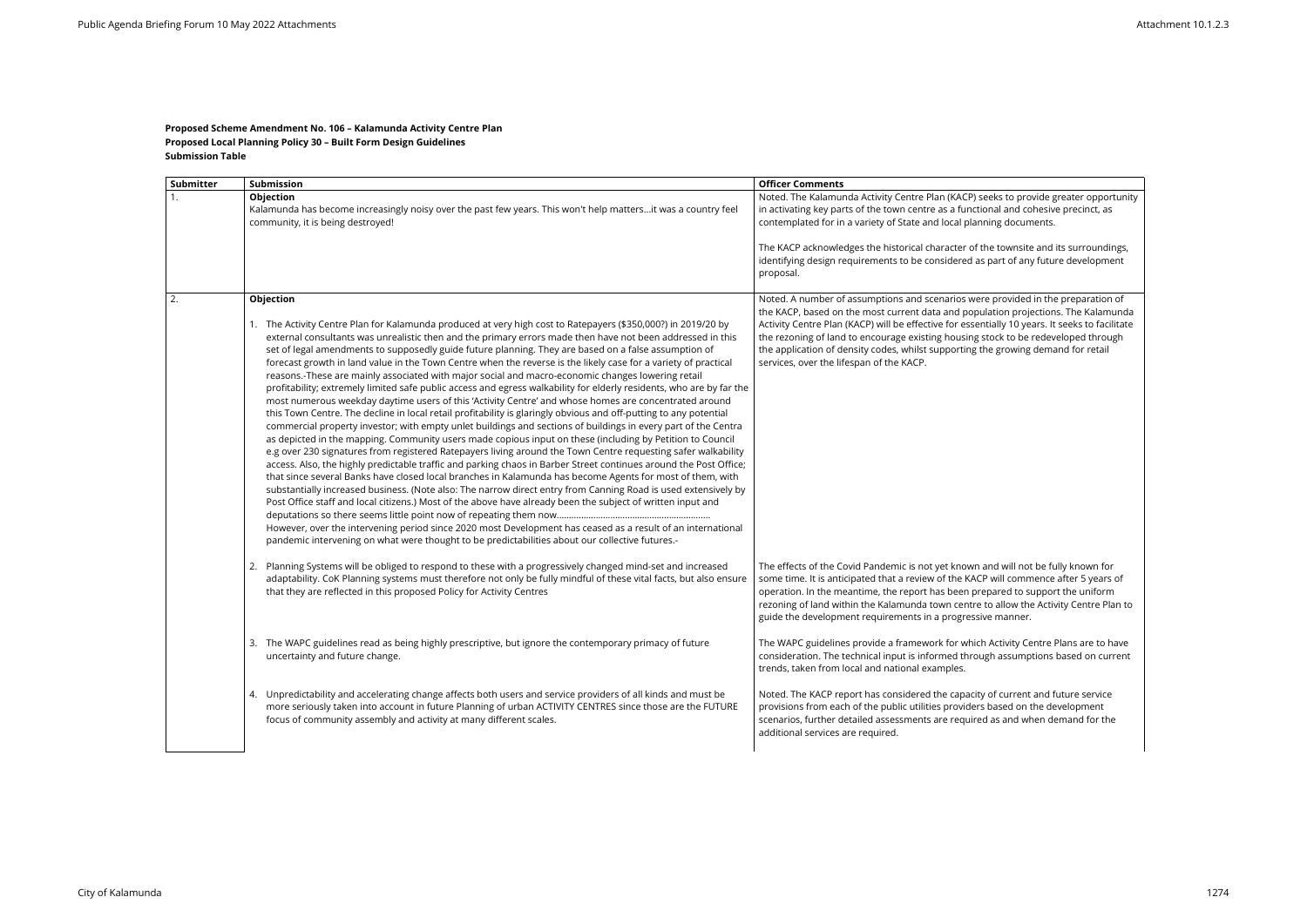**Proposed Scheme Amendment No. 106 – Kalamunda Activity Centre Plan**
**Proposed Local Planning Policy 30 – Built Form Design Guidelines**
**Submission Table**

| Submitter | Submission | Officer Comments |
|---|---|---|
| 1. | **Objection**<br>Kalamunda has become increasingly noisy over the past few years. This won't help matters…it was a country feel community, it is being destroyed! | Noted. The Kalamunda Activity Centre Plan (KACP) seeks to provide greater opportunity in activating key parts of the town centre as a functional and cohesive precinct, as contemplated for in a variety of State and local planning documents.<br><br>The KACP acknowledges the historical character of the townsite and its surroundings, identifying design requirements to be considered as part of any future development proposal. |
| 2. | **Objection**<br><br>1. The Activity Centre Plan for Kalamunda produced at very high cost to Ratepayers ($350,000?) in 2019/20 by external consultants was unrealistic then and the primary errors made then have not been addressed in this set of legal amendments to supposedly guide future planning. They are based on a false assumption of forecast growth in land value in the Town Centre when the reverse is the likely case for a variety of practical reasons.-These are mainly associated with major social and macro-economic changes lowering retail profitability; extremely limited safe public access and egress walkability for elderly residents, who are by far the most numerous weekday daytime users of this 'Activity Centre' and whose homes are concentrated around this Town Centre. The decline in local retail profitability is glaringly obvious and off-putting to any potential commercial property investor; with empty unlet buildings and sections of buildings in every part of the Centra as depicted in the mapping. Community users made copious input on these (including by Petition to Council e.g over 230 signatures from registered Ratepayers living around the Town Centre requesting safer walkability access. Also, the highly predictable traffic and parking chaos in Barber Street continues around the Post Office; that since several Banks have closed local branches in Kalamunda has become Agents for most of them, with substantially increased business. (Note also: The narrow direct entry from Canning Road is used extensively by Post Office staff and local citizens.) Most of the above have already been the subject of written input and deputations so there seems little point now of repeating them now…………………………………………………………<br>However, over the intervening period since 2020 most Development has ceased as a result of an international pandemic intervening on what were thought to be predictabilities about our collective futures.- | Noted. A number of assumptions and scenarios were provided in the preparation of the KACP, based on the most current data and population projections. The Kalamunda Activity Centre Plan (KACP) will be effective for essentially 10 years. It seeks to facilitate the rezoning of land to encourage existing housing stock to be redeveloped through the application of density codes, whilst supporting the growing demand for retail services, over the lifespan of the KACP. |
| | 2. Planning Systems will be obliged to respond to these with a progressively changed mind-set and increased adaptability. CoK Planning systems must therefore not only be fully mindful of these vital facts, but also ensure that they are reflected in this proposed Policy for Activity Centres | The effects of the Covid Pandemic is not yet known and will not be fully known for some time. It is anticipated that a review of the KACP will commence after 5 years of operation. In the meantime, the report has been prepared to support the uniform rezoning of land within the Kalamunda town centre to allow the Activity Centre Plan to guide the development requirements in a progressive manner. |
| | 3. The WAPC guidelines read as being highly prescriptive, but ignore the contemporary primacy of future uncertainty and future change. | The WAPC guidelines provide a framework for which Activity Centre Plans are to have consideration. The technical input is informed through assumptions based on current trends, taken from local and national examples. |
| | 4. Unpredictability and accelerating change affects both users and service providers of all kinds and must be more seriously taken into account in future Planning of urban ACTIVITY CENTRES since those are the FUTURE focus of community assembly and activity at many different scales. | Noted. The KACP report has considered the capacity of current and future service provisions from each of the public utilities providers based on the development scenarios, further detailed assessments are required as and when demand for the additional services are required. |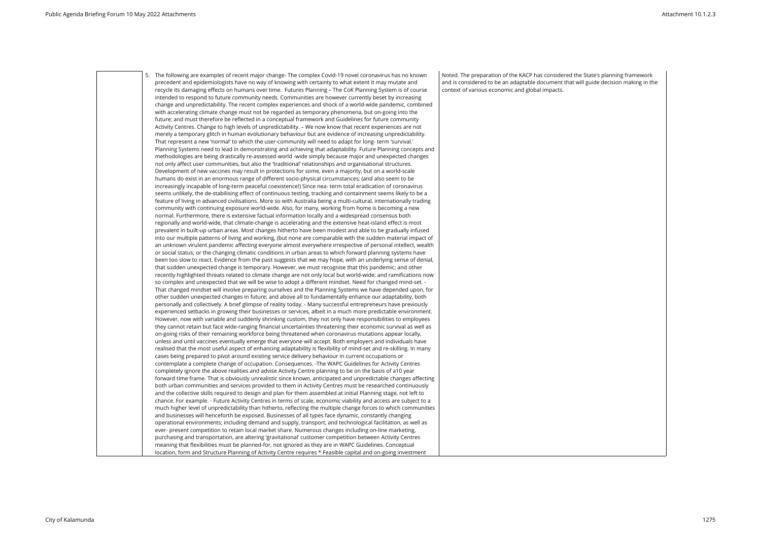| | | |
|---|---|---|
| | 5. The following are examples of recent major change- The complex Covid-19 novel coronavirus has no known precedent and epidemiologists have no way of knowing with certainty to what extent it may mutate and recycle its damaging effects on humans over time. Futures Planning – The CoK Planning System is of course intended to respond to future community needs. Communities are however currently beset by increasing change and unpredictability. The recent complex experiences and shock of a world-wide pandemic, combined with accelerating climate change must not be regarded as temporary phenomena, but on-going into the future; and must therefore be reflected in a conceptual framework and Guidelines for future community Activity Centres. Change to high levels of unpredictability. – We now know that recent experiences are not merely a temporary glitch in human evolutionary behaviour but are evidence of increasing unpredictability. That represent a new 'normal' to which the user-community will need to adapt for long- term 'survival.' Planning Systems need to lead in demonstrating and achieving that adaptability. Future Planning concepts and methodologies are being drastically re-assessed world -wide simply because major and unexpected changes not only affect user communities, but also the 'traditional' relationships and organisational structures. Development of new vaccines may result in protections for some, even a majority, but on a world-scale humans do exist in an enormous range of different socio-physical circumstances; (and also seem to be increasingly incapable of long-term peaceful coexistence!) Since nea- term total eradication of coronavirus seems unlikely, the de-stabilising effect of continuous testing, tracking and containment seems likely to be a feature of living in advanced civilisations. More so with Australia being a multi-cultural, internationally trading community with continuing exposure world-wide. Also, for many, working from home is becoming a new normal. Furthermore, there is extensive factual information locally and a widespread consensus both regionally and world-wide, that climate-change is accelerating and the extensive heat-island effect is most prevalent in built-up urban areas. Most changes hitherto have been modest and able to be gradually infused into our multiple patterns of living and working, (but none are comparable with the sudden material impact of an unknown virulent pandemic affecting everyone almost everywhere irrespective of personal intellect, wealth or social status; or the changing climatic conditions in urban areas to which forward planning systems have been too slow to react. Evidence from the past suggests that we may hope, with an underlying sense of denial, that sudden unexpected change is temporary. However, we must recognise that this pandemic; and other recently highlighted threats related to climate change are not only local but world-wide; and ramifications now so complex and unexpected that we will be wise to adopt a different mindset. Need for changed mind-set. - That changed mindset will involve preparing ourselves and the Planning Systems we have depended upon, for other sudden unexpected changes in future; and above all to fundamentally enhance our adaptability, both personally and collectively. A brief glimpse of reality today. - Many successful entrepreneurs have previously experienced setbacks in growing their businesses or services, albeit in a much more predictable environment. However, now with variable and suddenly shrinking custom, they not only have responsibilities to employees they cannot retain but face wide-ranging financial uncertainties threatening their economic survival as well as on-going risks of their remaining workforce being threatened when coronavirus mutations appear locally, unless and until vaccines eventually emerge that everyone will accept. Both employers and individuals have realised that the most useful aspect of enhancing adaptability is flexibility of mind-set and re-skilling. In many cases being prepared to pivot around existing service delivery behaviour in current occupations or contemplate a complete change of occupation. Consequences. -The WAPC Guidelines for Activity Centres completely ignore the above realities and advise Activity Centre planning to be on the basis of a10 year forward time frame. That is obviously unrealistic since known, anticipated and unpredictable changes affecting both urban communities and services provided to them in Activity Centres must be researched continuously and the collective skills required to design and plan for them assembled at initial Planning stage, not left to chance. For example. - Future Activity Centres in terms of scale, economic viability and access are subject to a much higher level of unpredictability than hitherto, reflecting the multiple change forces to which communities and businesses will henceforth be exposed. Businesses of all types face dynamic, constantly changing operational environments; including demand and supply, transport, and technological facilitation, as well as ever- present competition to retain local market share. Numerous changes including on-line marketing, purchasing and transportation, are altering 'gravitational' customer competition between Activity Centres meaning that flexibilities must be planned-for, not ignored as they are in WAPC Guidelines. Conceptual location, form and Structure Planning of Activity Centre requires * Feasible capital and on-going investment | Noted. The preparation of the KACP has considered the State's planning framework and is considered to be an adaptable document that will guide decision making in the context of various economic and global impacts. |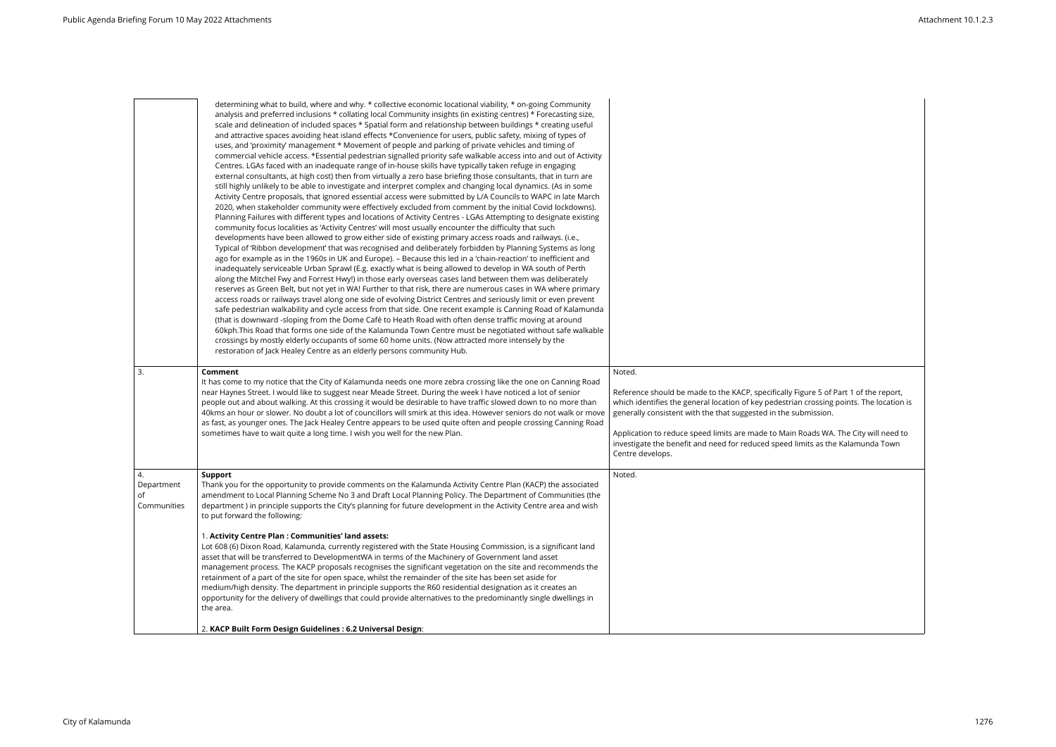| | | |
|---|---|---|
| | determining what to build, where and why. * collective economic locational viability, * on-going Community analysis and preferred inclusions * collating local Community insights (in existing centres) * Forecasting size, scale and delineation of included spaces * Spatial form and relationship between buildings * creating useful and attractive spaces avoiding heat island effects *Convenience for users, public safety, mixing of types of uses, and 'proximity' management * Movement of people and parking of private vehicles and timing of commercial vehicle access. *Essential pedestrian signalled priority safe walkable access into and out of Activity Centres. LGAs faced with an inadequate range of in-house skills have typically taken refuge in engaging external consultants, at high cost) then from virtually a zero base briefing those consultants, that in turn are still highly unlikely to be able to investigate and interpret complex and changing local dynamics. (As in some Activity Centre proposals, that ignored essential access were submitted by L/A Councils to WAPC in late March 2020, when stakeholder community were effectively excluded from comment by the initial Covid lockdowns). Planning Failures with different types and locations of Activity Centres - LGAs Attempting to designate existing community focus localities as 'Activity Centres' will most usually encounter the difficulty that such developments have been allowed to grow either side of existing primary access roads and railways. (i.e., Typical of 'Ribbon development' that was recognised and deliberately forbidden by Planning Systems as long ago for example as in the 1960s in UK and Europe). – Because this led in a 'chain-reaction' to inefficient and inadequately serviceable Urban Sprawl (E.g. exactly what is being allowed to develop in WA south of Perth along the Mitchel Fwy and Forrest Hwy!) in those early overseas cases land between them was deliberately reserves as Green Belt, but not yet in WA! Further to that risk, there are numerous cases in WA where primary access roads or railways travel along one side of evolving District Centres and seriously limit or even prevent safe pedestrian walkability and cycle access from that side. One recent example is Canning Road of Kalamunda (that is downward -sloping from the Dome Café to Heath Road with often dense traffic moving at around 60kph.This Road that forms one side of the Kalamunda Town Centre must be negotiated without safe walkable crossings by mostly elderly occupants of some 60 home units. (Now attracted more intensely by the restoration of Jack Healey Centre as an elderly persons community Hub. | |
| 3. | **Comment**<br>It has come to my notice that the City of Kalamunda needs one more zebra crossing like the one on Canning Road near Haynes Street. I would like to suggest near Meade Street. During the week I have noticed a lot of senior people out and about walking. At this crossing it would be desirable to have traffic slowed down to no more than 40kms an hour or slower. No doubt a lot of councillors will smirk at this idea. However seniors do not walk or move as fast, as younger ones. The Jack Healey Centre appears to be used quite often and people crossing Canning Road sometimes have to wait quite a long time. I wish you well for the new Plan. | Noted.<br><br>Reference should be made to the KACP, specifically Figure 5 of Part 1 of the report, which identifies the general location of key pedestrian crossing points. The location is generally consistent with the that suggested in the submission.<br><br>Application to reduce speed limits are made to Main Roads WA. The City will need to investigate the benefit and need for reduced speed limits as the Kalamunda Town Centre develops. |
| 4.<br>Department of Communities | **Support**<br>Thank you for the opportunity to provide comments on the Kalamunda Activity Centre Plan (KACP) the associated amendment to Local Planning Scheme No 3 and Draft Local Planning Policy. The Department of Communities (the department ) in principle supports the City's planning for future development in the Activity Centre area and wish to put forward the following:<br><br>1. **Activity Centre Plan : Communities' land assets:**<br>Lot 608 (6) Dixon Road, Kalamunda, currently registered with the State Housing Commission, is a significant land asset that will be transferred to DevelopmentWA in terms of the Machinery of Government land asset management process. The KACP proposals recognises the significant vegetation on the site and recommends the retainment of a part of the site for open space, whilst the remainder of the site has been set aside for medium/high density. The department in principle supports the R60 residential designation as it creates an opportunity for the delivery of dwellings that could provide alternatives to the predominantly single dwellings in the area.<br><br>2. **KACP Built Form Design Guidelines : 6.2 Universal Design**: | Noted. |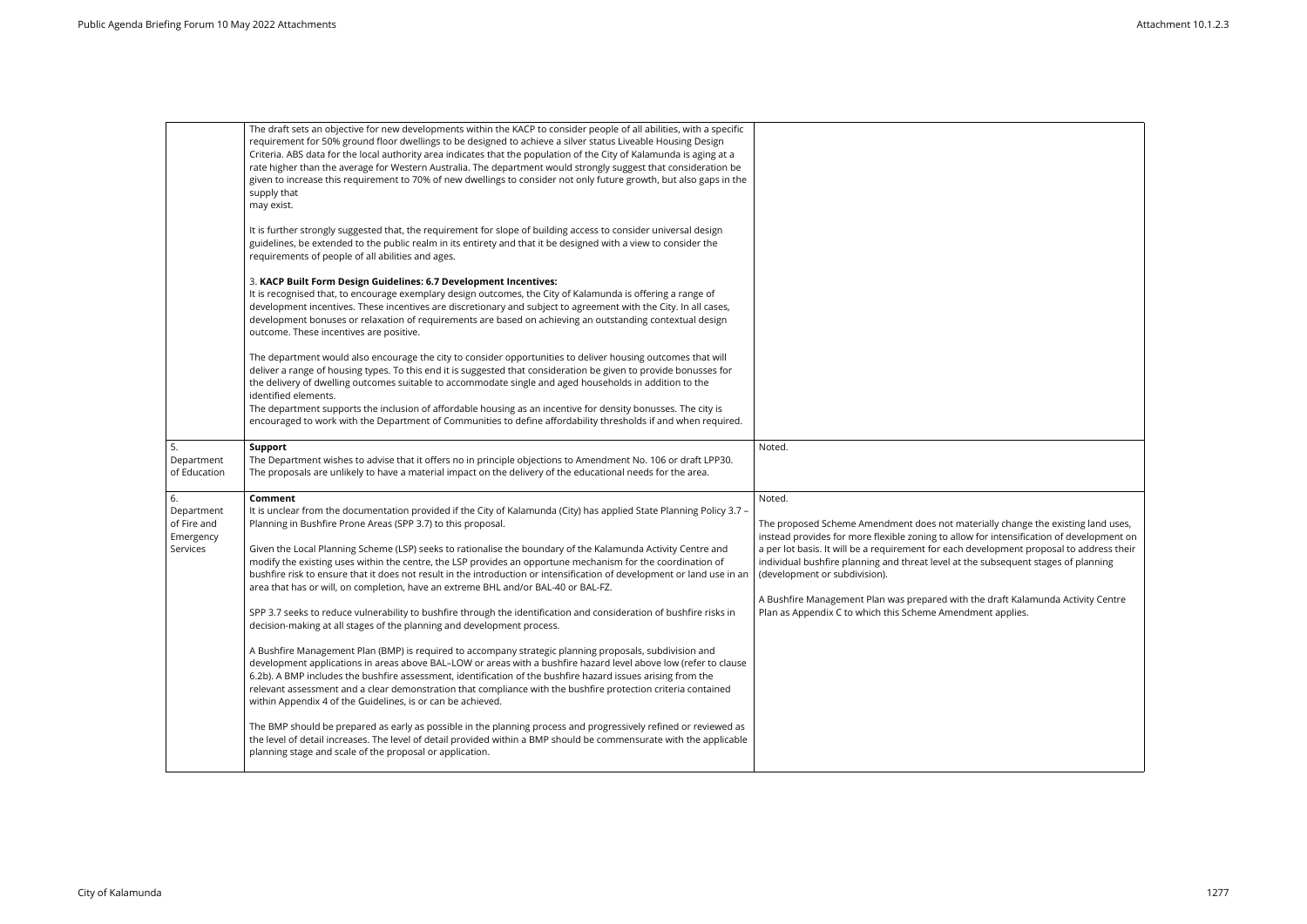| | | |
|---|---|---|
| | The draft sets an objective for new developments within the KACP to consider people of all abilities, with a specific requirement for 50% ground floor dwellings to be designed to achieve a silver status Liveable Housing Design Criteria. ABS data for the local authority area indicates that the population of the City of Kalamunda is aging at a rate higher than the average for Western Australia. The department would strongly suggest that consideration be given to increase this requirement to 70% of new dwellings to consider not only future growth, but also gaps in the supply that may exist.<br><br>It is further strongly suggested that, the requirement for slope of building access to consider universal design guidelines, be extended to the public realm in its entirety and that it be designed with a view to consider the requirements of people of all abilities and ages.<br><br>3. **KACP Built Form Design Guidelines: 6.7 Development Incentives:**<br>It is recognised that, to encourage exemplary design outcomes, the City of Kalamunda is offering a range of development incentives. These incentives are discretionary and subject to agreement with the City. In all cases, development bonuses or relaxation of requirements are based on achieving an outstanding contextual design outcome. These incentives are positive.<br><br>The department would also encourage the city to consider opportunities to deliver housing outcomes that will deliver a range of housing types. To this end it is suggested that consideration be given to provide bonusses for the delivery of dwelling outcomes suitable to accommodate single and aged households in addition to the identified elements.<br>The department supports the inclusion of affordable housing as an incentive for density bonusses. The city is encouraged to work with the Department of Communities to define affordability thresholds if and when required. | |
| 5. Department of Education | **Support**<br>The Department wishes to advise that it offers no in principle objections to Amendment No. 106 or draft LPP30. The proposals are unlikely to have a material impact on the delivery of the educational needs for the area. | Noted. |
| 6. Department of Fire and Emergency Services | **Comment**<br>It is unclear from the documentation provided if the City of Kalamunda (City) has applied State Planning Policy 3.7 – Planning in Bushfire Prone Areas (SPP 3.7) to this proposal.<br><br>Given the Local Planning Scheme (LSP) seeks to rationalise the boundary of the Kalamunda Activity Centre and modify the existing uses within the centre, the LSP provides an opportune mechanism for the coordination of bushfire risk to ensure that it does not result in the introduction or intensification of development or land use in an area that has or will, on completion, have an extreme BHL and/or BAL-40 or BAL-FZ.<br><br>SPP 3.7 seeks to reduce vulnerability to bushfire through the identification and consideration of bushfire risks in decision-making at all stages of the planning and development process.<br><br>A Bushfire Management Plan (BMP) is required to accompany strategic planning proposals, subdivision and development applications in areas above BAL–LOW or areas with a bushfire hazard level above low (refer to clause 6.2b). A BMP includes the bushfire assessment, identification of the bushfire hazard issues arising from the relevant assessment and a clear demonstration that compliance with the bushfire protection criteria contained within Appendix 4 of the Guidelines, is or can be achieved.<br><br>The BMP should be prepared as early as possible in the planning process and progressively refined or reviewed as the level of detail increases. The level of detail provided within a BMP should be commensurate with the applicable planning stage and scale of the proposal or application. | Noted.<br><br>The proposed Scheme Amendment does not materially change the existing land uses, instead provides for more flexible zoning to allow for intensification of development on a per lot basis. It will be a requirement for each development proposal to address their individual bushfire planning and threat level at the subsequent stages of planning (development or subdivision).<br><br>A Bushfire Management Plan was prepared with the draft Kalamunda Activity Centre Plan as Appendix C to which this Scheme Amendment applies. |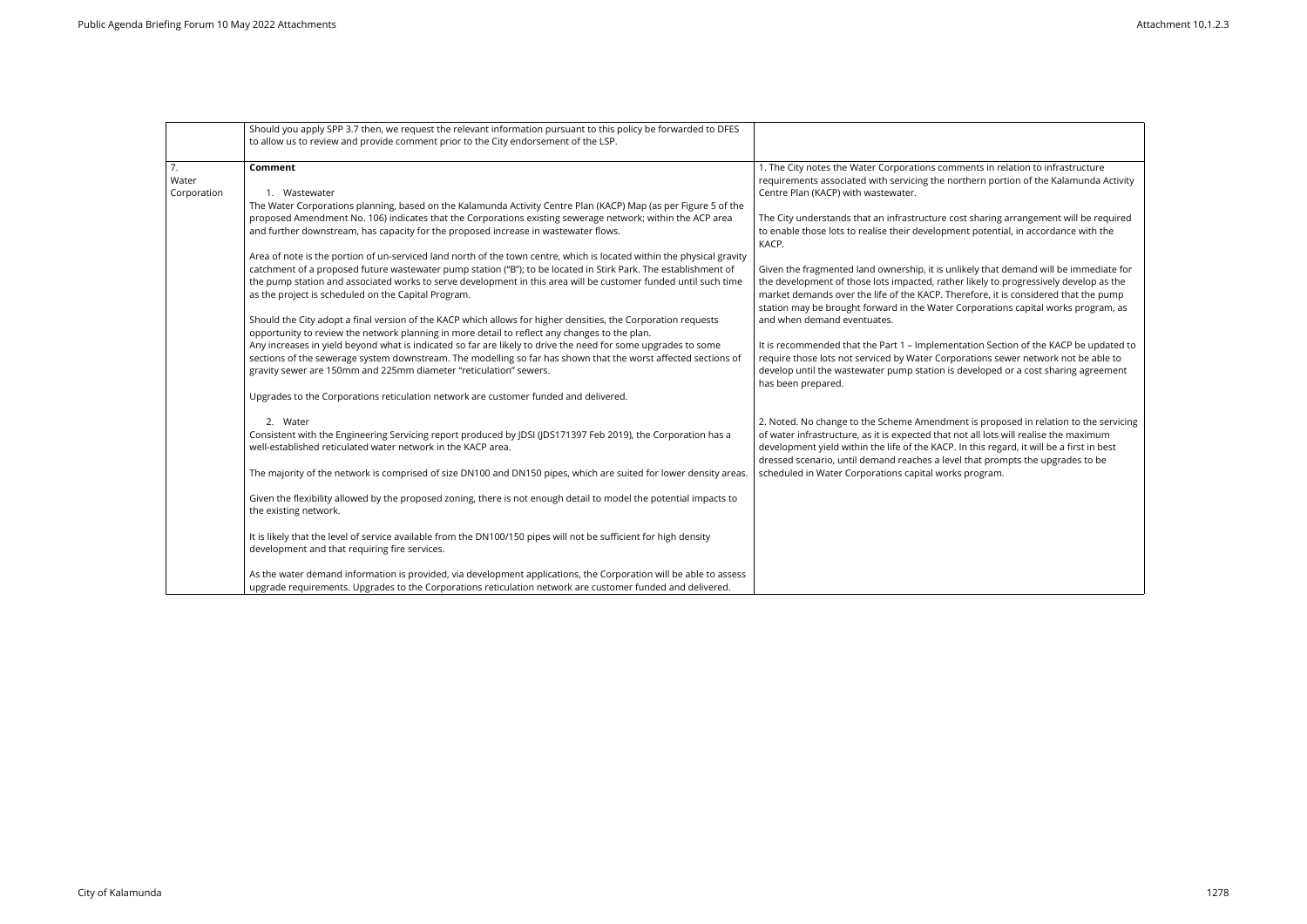| | | |
|---|---|---|
| | Should you apply SPP 3.7 then, we request the relevant information pursuant to this policy be forwarded to DFES to allow us to review and provide comment prior to the City endorsement of the LSP. | |
| 7. Water Corporation | **Comment**<br><br>1. Wastewater<br>The Water Corporations planning, based on the Kalamunda Activity Centre Plan (KACP) Map (as per Figure 5 of the proposed Amendment No. 106) indicates that the Corporations existing sewerage network; within the ACP area and further downstream, has capacity for the proposed increase in wastewater flows.<br><br>Area of note is the portion of un-serviced land north of the town centre, which is located within the physical gravity catchment of a proposed future wastewater pump station ("B"); to be located in Stirk Park. The establishment of the pump station and associated works to serve development in this area will be customer funded until such time as the project is scheduled on the Capital Program.<br><br>Should the City adopt a final version of the KACP which allows for higher densities, the Corporation requests opportunity to review the network planning in more detail to reflect any changes to the plan.<br>Any increases in yield beyond what is indicated so far are likely to drive the need for some upgrades to some sections of the sewerage system downstream. The modelling so far has shown that the worst affected sections of gravity sewer are 150mm and 225mm diameter "reticulation" sewers.<br><br>Upgrades to the Corporations reticulation network are customer funded and delivered.<br><br>2. Water<br>Consistent with the Engineering Servicing report produced by JDSI (JDS171397 Feb 2019), the Corporation has a well-established reticulated water network in the KACP area.<br><br>The majority of the network is comprised of size DN100 and DN150 pipes, which are suited for lower density areas.<br><br>Given the flexibility allowed by the proposed zoning, there is not enough detail to model the potential impacts to the existing network.<br><br>It is likely that the level of service available from the DN100/150 pipes will not be sufficient for high density development and that requiring fire services.<br><br>As the water demand information is provided, via development applications, the Corporation will be able to assess upgrade requirements. Upgrades to the Corporations reticulation network are customer funded and delivered. | 1. The City notes the Water Corporations comments in relation to infrastructure requirements associated with servicing the northern portion of the Kalamunda Activity Centre Plan (KACP) with wastewater.<br><br>The City understands that an infrastructure cost sharing arrangement will be required to enable those lots to realise their development potential, in accordance with the KACP.<br><br>Given the fragmented land ownership, it is unlikely that demand will be immediate for the development of those lots impacted, rather likely to progressively develop as the market demands over the life of the KACP. Therefore, it is considered that the pump station may be brought forward in the Water Corporations capital works program, as and when demand eventuates.<br><br>It is recommended that the Part 1 – Implementation Section of the KACP be updated to require those lots not serviced by Water Corporations sewer network not be able to develop until the wastewater pump station is developed or a cost sharing agreement has been prepared.<br><br>2. Noted. No change to the Scheme Amendment is proposed in relation to the servicing of water infrastructure, as it is expected that not all lots will realise the maximum development yield within the life of the KACP. In this regard, it will be a first in best dressed scenario, until demand reaches a level that prompts the upgrades to be scheduled in Water Corporations capital works program. |